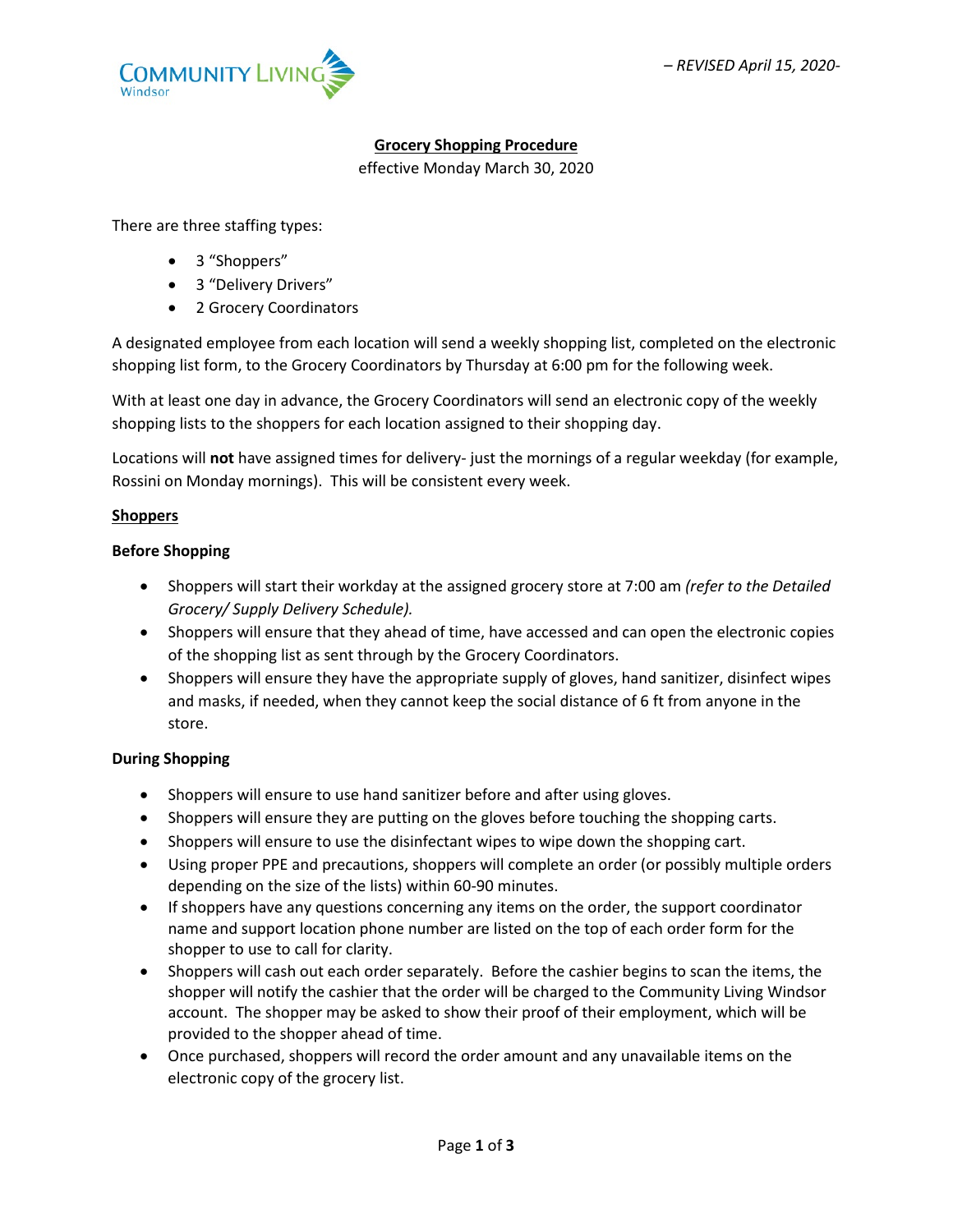*– REVISED April 15, 2020-*

# Grocery Shopping Procedure

effective Monday March 30, 2020

There are three staffing types:

- 3 "Shoppers"
- 3 "Delivery Drivers"
- 2 Grocery Coordinators

A designated employee from each location will send a weekly shopping list, completed on the electronic shopping list form, to the Grocery Coordinators by Thursday at 6:00 pm for the following week.

With at least one day in advance, the Grocery Coordinators will send an electronic copy of the weekly shopping lists to the shoppers for each location assigned to their shopping day.

Locations will **not** have assigned times for delivery- just the mornings of a regular weekday (for example, Rossini on Monday mornings). This will be consistent every week.

## Shoppers

### Before Shopping

- Shoppers will start their workday at the assigned grocery store at 7:00 am *(refer to the Detailed Grocery/ Supply Delivery Schedule).*
- Shoppers will ensure that they ahead of time, have accessed and can open the electronic copies of the shopping list as sent through by the Grocery Coordinators.
- Shoppers will ensure they have the appropriate supply of gloves, hand sanitizer, disinfect wipes and masks, if needed, when they cannot keep the social distance of 6 ft from anyone in the store.

### During Shopping

- Shoppers will ensure to use hand sanitizer before and after using gloves.
- Shoppers will ensure they are putting on the gloves before touching the shopping carts.
- Shoppers will ensure to use the disinfectant wipes to wipe down the shopping cart.
- Using proper PPE and precautions, shoppers will complete an order (or possibly multiple orders depending on the size of the lists) within 60-90 minutes.
- If shoppers have any questions concerning any items on the order, the support coordinator name and support location phone number are listed on the top of each order form for the shopper to use to call for clarity.
- Shoppers will cash out each order separately. Before the cashier begins to scan the items, the shopper will notify the cashier that the order will be charged to the Community Living Windsor account. The shopper may be asked to show their proof of their employment, which will be provided to the shopper ahead of time.
- Once purchased, shoppers will record the order amount and any unavailable items on the electronic copy of the grocery list.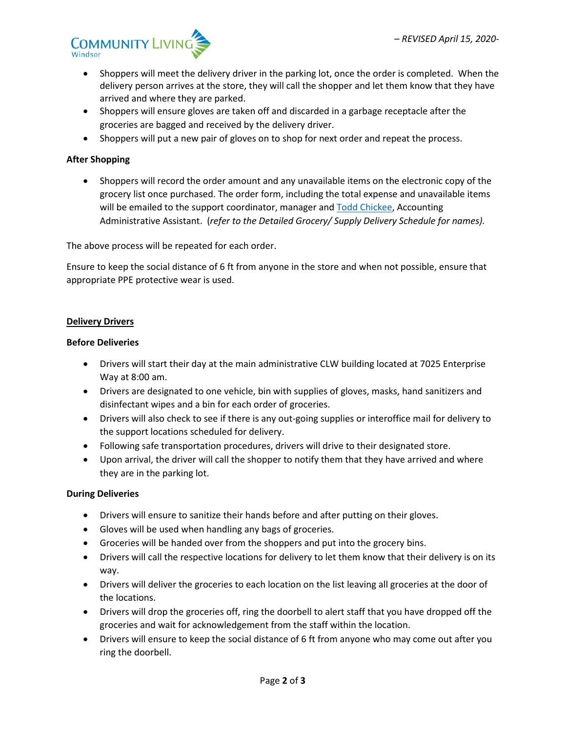- Shoppers will meet the delivery driver in the parking lot, once the order is completed. When the delivery person arrives at the store, they will call the shopper and let them know that they have arrived and where they are parked.
- Shoppers will ensure gloves are taken off and discarded in a garbage receptacle after the groceries are bagged and received by the delivery driver.
- Shoppers will put a new pair of gloves on to shop for next order and repeat the process.

**After Shopping**

- Shoppers will record the order amount and any unavailable items on the electronic copy of the grocery list once purchased. The order form, including the total expense and unavailable items will be emailed to the support coordinator, manager and Todd Chickee, Accounting Administrative Assistant. (*refer to the Detailed Grocery/ Supply Delivery Schedule for names).*

The above process will be repeated for each order.

Ensure to keep the social distance of 6 ft from anyone in the store and when not possible, ensure that appropriate PPE protective wear is used.

**Delivery Drivers**

**Before Deliveries**

- Drivers will start their day at the main administrative CLW building located at 7025 Enterprise Way at 8:00 am.
- Drivers are designated to one vehicle, bin with supplies of gloves, masks, hand sanitizers and disinfectant wipes and a bin for each order of groceries.
- Drivers will also check to see if there is any out-going supplies or interoffice mail for delivery to the support locations scheduled for delivery.
- Following safe transportation procedures, drivers will drive to their designated store.
- Upon arrival, the driver will call the shopper to notify them that they have arrived and where they are in the parking lot.

**During Deliveries**

- Drivers will ensure to sanitize their hands before and after putting on their gloves.
- Gloves will be used when handling any bags of groceries.
- Groceries will be handed over from the shoppers and put into the grocery bins.
- Drivers will call the respective locations for delivery to let them know that their delivery is on its way.
- Drivers will deliver the groceries to each location on the list leaving all groceries at the door of the locations.
- Drivers will drop the groceries off, ring the doorbell to alert staff that you have dropped off the groceries and wait for acknowledgement from the staff within the location.
- Drivers will ensure to keep the social distance of 6 ft from anyone who may come out after you ring the doorbell.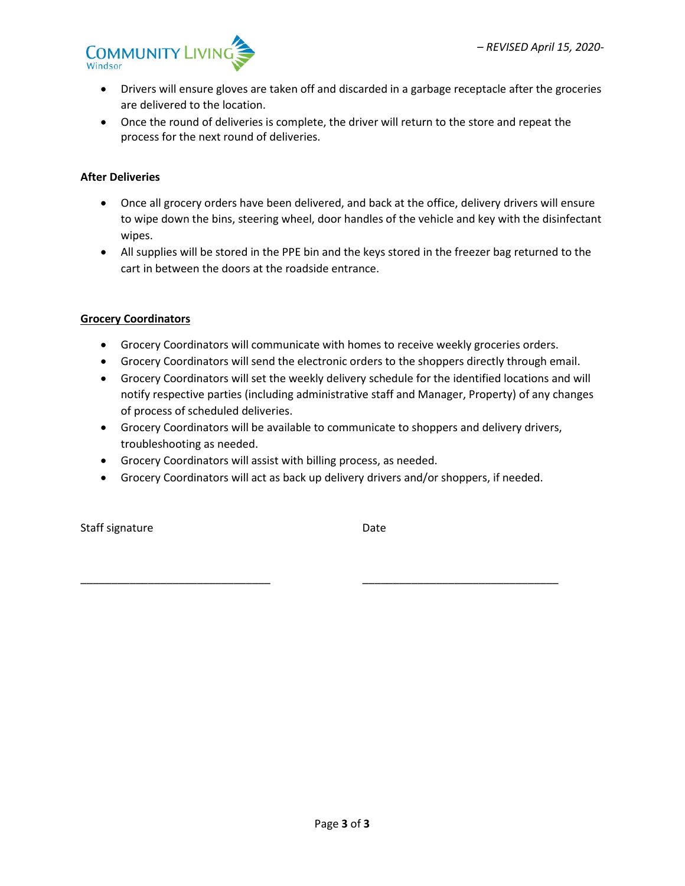- Drivers will ensure gloves are taken off and discarded in a garbage receptacle after the groceries are delivered to the location.
- Once the round of deliveries is complete, the driver will return to the store and repeat the process for the next round of deliveries.

**After Deliveries**

- Once all grocery orders have been delivered, and back at the office, delivery drivers will ensure to wipe down the bins, steering wheel, door handles of the vehicle and key with the disinfectant wipes.
- All supplies will be stored in the PPE bin and the keys stored in the freezer bag returned to the cart in between the doors at the roadside entrance.

**Grocery Coordinators**

- Grocery Coordinators will communicate with homes to receive weekly groceries orders.
- Grocery Coordinators will send the electronic orders to the shoppers directly through email.
- Grocery Coordinators will set the weekly delivery schedule for the identified locations and will notify respective parties (including administrative staff and Manager, Property) of any changes of process of scheduled deliveries.
- Grocery Coordinators will be available to communicate to shoppers and delivery drivers, troubleshooting as needed.
- Grocery Coordinators will assist with billing process, as needed.
- Grocery Coordinators will act as back up delivery drivers and/or shoppers, if needed.

Staff signature &emsp;&emsp;&emsp;&emsp;&emsp;&emsp;&emsp;&emsp; Date

_______________________________ &emsp;&emsp;&emsp; _______________________________